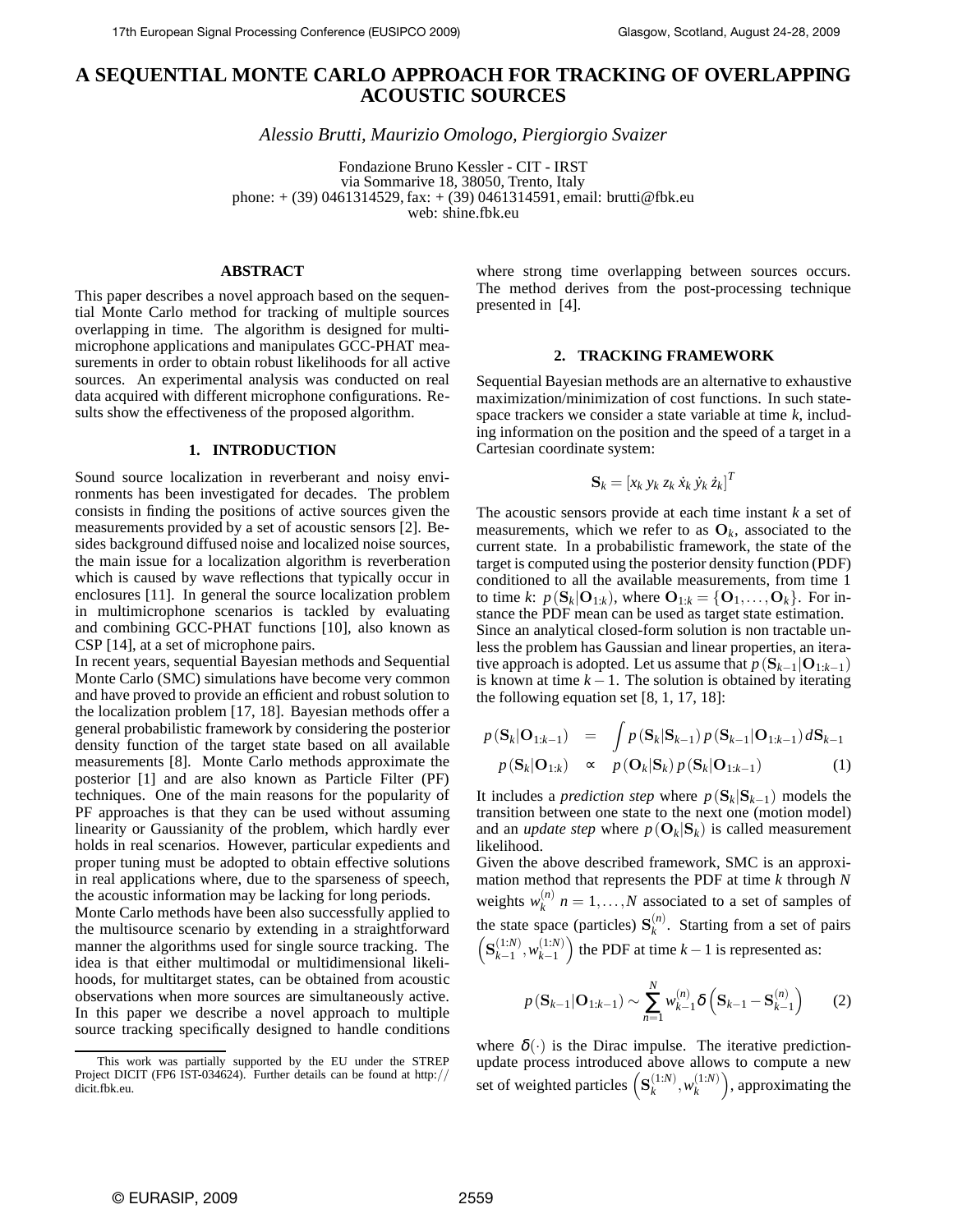# A SEQUENTIAL MONTE CARLO APPROACH FOR TRACKING OF OVERLAPPING ACOUSTIC SOURCES

*Alessio Brutti, Maurizio Omologo, Piergiorgio Svaizer*

Fondazione Bruno Kessler - CIT - IRST
via Sommarive 18, 38050, Trento, Italy
phone: + (39) 0461314529, fax: + (39) 0461314591, email: brutti@fbk.eu
web: shine.fbk.eu

## ABSTRACT

This paper describes a novel approach based on the sequential Monte Carlo method for tracking of multiple sources overlapping in time. The algorithm is designed for multi-microphone applications and manipulates GCC-PHAT measurements in order to obtain robust likelihoods for all active sources. An experimental analysis was conducted on real data acquired with different microphone configurations. Results show the effectiveness of the proposed algorithm.

## 1. INTRODUCTION

Sound source localization in reverberant and noisy environments has been investigated for decades. The problem consists in finding the positions of active sources given the measurements provided by a set of acoustic sensors [2]. Besides background diffused noise and localized noise sources, the main issue for a localization algorithm is reverberation which is caused by wave reflections that typically occur in enclosures [11]. In general the source localization problem in multimicrophone scenarios is tackled by evaluating and combining GCC-PHAT functions [10], also known as CSP [14], at a set of microphone pairs.

In recent years, sequential Bayesian methods and Sequential Monte Carlo (SMC) simulations have become very common and have proved to provide an efficient and robust solution to the localization problem [17, 18]. Bayesian methods offer a general probabilistic framework by considering the posterior density function of the target state based on all available measurements [8]. Monte Carlo methods approximate the posterior [1] and are also known as Particle Filter (PF) techniques. One of the main reasons for the popularity of PF approaches is that they can be used without assuming linearity or Gaussianity of the problem, which hardly ever holds in real scenarios. However, particular expedients and proper tuning must be adopted to obtain effective solutions in real applications where, due to the sparseness of speech, the acoustic information may be lacking for long periods.

Monte Carlo methods have been also successfully applied to the multisource scenario by extending in a straightforward manner the algorithms used for single source tracking. The idea is that either multimodal or multidimensional likelihoods, for multitarget states, can be obtained from acoustic observations when more sources are simultaneously active. In this paper we describe a novel approach to multiple source tracking specifically designed to handle conditions where strong time overlapping between sources occurs. The method derives from the post-processing technique presented in [4].

## 2. TRACKING FRAMEWORK

Sequential Bayesian methods are an alternative to exhaustive maximization/minimization of cost functions. In such state-space trackers we consider a state variable at time $k$, including information on the position and the speed of a target in a Cartesian coordinate system:

$$\mathbf{S}_k = [x_k\ y_k\ z_k\ \dot{x}_k\ \dot{y}_k\ \dot{z}_k]^T$$

The acoustic sensors provide at each time instant $k$ a set of measurements, which we refer to as $\mathbf{O}_k$, associated to the current state. In a probabilistic framework, the state of the target is computed using the posterior density function (PDF) conditioned to all the available measurements, from time 1 to time $k$: $p(\mathbf{S}_k|\mathbf{O}_{1:k})$, where $\mathbf{O}_{1:k} = \{\mathbf{O}_1, \ldots, \mathbf{O}_k\}$. For instance the PDF mean can be used as target state estimation.

Since an analytical closed-form solution is non tractable unless the problem has Gaussian and linear properties, an iterative approach is adopted. Let us assume that $p(\mathbf{S}_{k-1}|\mathbf{O}_{1:k-1})$ is known at time $k-1$. The solution is obtained by iterating the following equation set [8, 1, 17, 18]:

$$\begin{aligned} p(\mathbf{S}_k|\mathbf{O}_{1:k-1}) &= \int p(\mathbf{S}_k|\mathbf{S}_{k-1})\, p(\mathbf{S}_{k-1}|\mathbf{O}_{1:k-1})\, d\mathbf{S}_{k-1} \\ p(\mathbf{S}_k|\mathbf{O}_{1:k}) &\propto p(\mathbf{O}_k|\mathbf{S}_k)\, p(\mathbf{S}_k|\mathbf{O}_{1:k-1}) \end{aligned} \tag{1}$$

It includes a *prediction step* where $p(\mathbf{S}_k|\mathbf{S}_{k-1})$ models the transition between one state to the next one (motion model) and an *update step* where $p(\mathbf{O}_k|\mathbf{S}_k)$ is called measurement likelihood.

Given the above described framework, SMC is an approximation method that represents the PDF at time $k$ through $N$ weights $w_k^{(n)}$ $n = 1, \ldots, N$ associated to a set of samples of the state space (particles) $\mathbf{S}_k^{(n)}$. Starting from a set of pairs $\left(\mathbf{S}_{k-1}^{(1:N)}, w_{k-1}^{(1:N)}\right)$ the PDF at time $k-1$ is represented as:

$$p(\mathbf{S}_{k-1}|\mathbf{O}_{1:k-1}) \sim \sum_{n=1}^{N} w_{k-1}^{(n)} \delta\left(\mathbf{S}_{k-1} - \mathbf{S}_{k-1}^{(n)}\right) \tag{2}$$

where $\delta(\cdot)$ is the Dirac impulse. The iterative prediction-update process introduced above allows to compute a new set of weighted particles $\left(\mathbf{S}_k^{(1:N)}, w_k^{(1:N)}\right)$, approximating the

---

This work was partially supported by the EU under the STREP Project DICIT (FP6 IST-034624). Further details can be found at http://dicit.fbk.eu.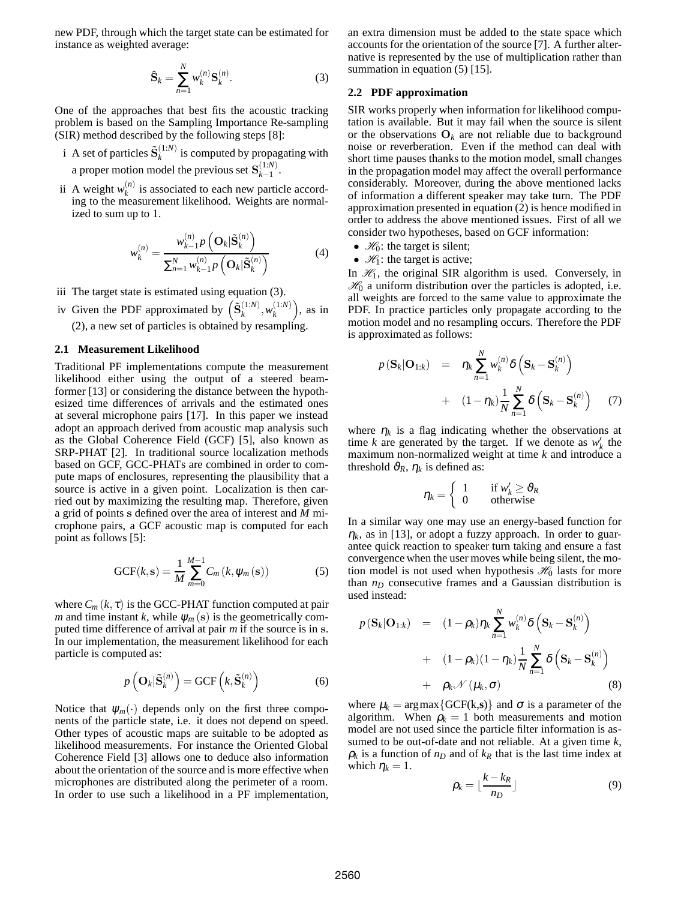new PDF, through which the target state can be estimated for instance as weighted average:

$$\hat{\mathbf{S}}_k = \sum_{n=1}^{N} w_k^{(n)} \mathbf{S}_k^{(n)}. \tag{3}$$

One of the approaches that best fits the acoustic tracking problem is based on the Sampling Importance Re-sampling (SIR) method described by the following steps [8]:

i A set of particles $\tilde{\mathbf{S}}_k^{(1:N)}$ is computed by propagating with a proper motion model the previous set $\mathbf{S}_{k-1}^{(1:N)}$.

ii A weight $w_k^{(n)}$ is associated to each new particle according to the measurement likelihood. Weights are normalized to sum up to 1.

$$w_k^{(n)} = \frac{w_{k-1}^{(n)} p\left(\mathbf{O}_k | \tilde{\mathbf{S}}_k^{(n)}\right)}{\sum_{n=1}^{N} w_{k-1}^{(n)} p\left(\mathbf{O}_k | \tilde{\mathbf{S}}_k^{(n)}\right)} \tag{4}$$

iii The target state is estimated using equation (3).

iv Given the PDF approximated by $\left(\tilde{\mathbf{S}}_k^{(1:N)}, w_k^{(1:N)}\right)$, as in (2), a new set of particles is obtained by resampling.

### 2.1 Measurement Likelihood

Traditional PF implementations compute the measurement likelihood either using the output of a steered beamformer [13] or considering the distance between the hypothesized time differences of arrivals and the estimated ones at several microphone pairs [17]. In this paper we instead adopt an approach derived from acoustic map analysis such as the Global Coherence Field (GCF) [5], also known as SRP-PHAT [2]. In traditional source localization methods based on GCF, GCC-PHATs are combined in order to compute maps of enclosures, representing the plausibility that a source is active in a given point. Localization is then carried out by maximizing the resulting map. Therefore, given a grid of points $\mathbf{s}$ defined over the area of interest and $M$ microphone pairs, a GCF acoustic map is computed for each point as follows [5]:

$$\mathrm{GCF}(k, \mathbf{s}) = \frac{1}{M} \sum_{m=0}^{M-1} C_m\left(k, \psi_m(\mathbf{s})\right) \tag{5}$$

where $C_m(k, \tau)$ is the GCC-PHAT function computed at pair $m$ and time instant $k$, while $\psi_m(\mathbf{s})$ is the geometrically computed time difference of arrival at pair $m$ if the source is in $\mathbf{s}$. In our implementation, the measurement likelihood for each particle is computed as:

$$p\left(\mathbf{O}_k | \tilde{\mathbf{S}}_k^{(n)}\right) = \mathrm{GCF}\left(k, \tilde{\mathbf{S}}_k^{(n)}\right) \tag{6}$$

Notice that $\psi_m(\cdot)$ depends only on the first three components of the particle state, i.e. it does not depend on speed. Other types of acoustic maps are suitable to be adopted as likelihood measurements. For instance the Oriented Global Coherence Field [3] allows one to deduce also information about the orientation of the source and is more effective when microphones are distributed along the perimeter of a room. In order to use such a likelihood in a PF implementation, an extra dimension must be added to the state space which accounts for the orientation of the source [7]. A further alternative is represented by the use of multiplication rather than summation in equation (5) [15].

### 2.2 PDF approximation

SIR works properly when information for likelihood computation is available. But it may fail when the source is silent or the observations $\mathbf{O}_k$ are not reliable due to background noise or reverberation. Even if the method can deal with short time pauses thanks to the motion model, small changes in the propagation model may affect the overall performance considerably. Moreover, during the above mentioned lacks of information a different speaker may take turn. The PDF approximation presented in equation (2) is hence modified in order to address the above mentioned issues. First of all we consider two hypotheses, based on GCF information:

- $\mathscr{H}_0$: the target is silent;
- $\mathscr{H}_1$: the target is active;

In $\mathscr{H}_1$, the original SIR algorithm is used. Conversely, in $\mathscr{H}_0$ a uniform distribution over the particles is adopted, i.e. all weights are forced to the same value to approximate the PDF. In practice particles only propagate according to the motion model and no resampling occurs. Therefore the PDF is approximated as follows:

$$\begin{aligned} p\left(\mathbf{S}_k | \mathbf{O}_{1:k}\right) &= \eta_k \sum_{n=1}^{N} w_k^{(n)} \delta\left(\mathbf{S}_k - \mathbf{S}_k^{(n)}\right) \\ &+ (1-\eta_k) \frac{1}{N} \sum_{n=1}^{N} \delta\left(\mathbf{S}_k - \mathbf{S}_k^{(n)}\right) \end{aligned} \tag{7}$$

where $\eta_k$ is a flag indicating whether the observations at time $k$ are generated by the target. If we denote as $w_k'$ the maximum non-normalized weight at time $k$ and introduce a threshold $\vartheta_R$, $\eta_k$ is defined as:

$$\eta_k = \begin{cases} 1 & \text{if } w_k' \geq \vartheta_R \\ 0 & \text{otherwise} \end{cases}$$

In a similar way one may use an energy-based function for $\eta_k$, as in [13], or adopt a fuzzy approach. In order to guarantee quick reaction to speaker turn taking and ensure a fast convergence when the user moves while being silent, the motion model is not used when hypothesis $\mathscr{H}_0$ lasts for more than $n_D$ consecutive frames and a Gaussian distribution is used instead:

$$\begin{aligned} p\left(\mathbf{S}_k | \mathbf{O}_{1:k}\right) &= (1-\rho_k)\eta_k \sum_{n=1}^{N} w_k^{(n)} \delta\left(\mathbf{S}_k - \mathbf{S}_k^{(n)}\right) \\ &+ (1-\rho_k)(1-\eta_k) \frac{1}{N} \sum_{n=1}^{N} \delta\left(\mathbf{S}_k - \mathbf{S}_k^{(n)}\right) \\ &+ \rho_k \mathscr{N}\left(\mu_k, \sigma\right) \end{aligned} \tag{8}$$

where $\mu_k = \arg\max\{\mathrm{GCF}(\mathrm{k}, \mathbf{s})\}$ and $\sigma$ is a parameter of the algorithm. When $\rho_k = 1$ both measurements and motion model are not used since the particle filter information is assumed to be out-of-date and not reliable. At a given time $k$, $\rho_k$ is a function of $n_D$ and of $k_R$ that is the last time index at which $\eta_k = 1$.

$$\rho_k = \left\lfloor \frac{k - k_R}{n_D} \right\rfloor \tag{9}$$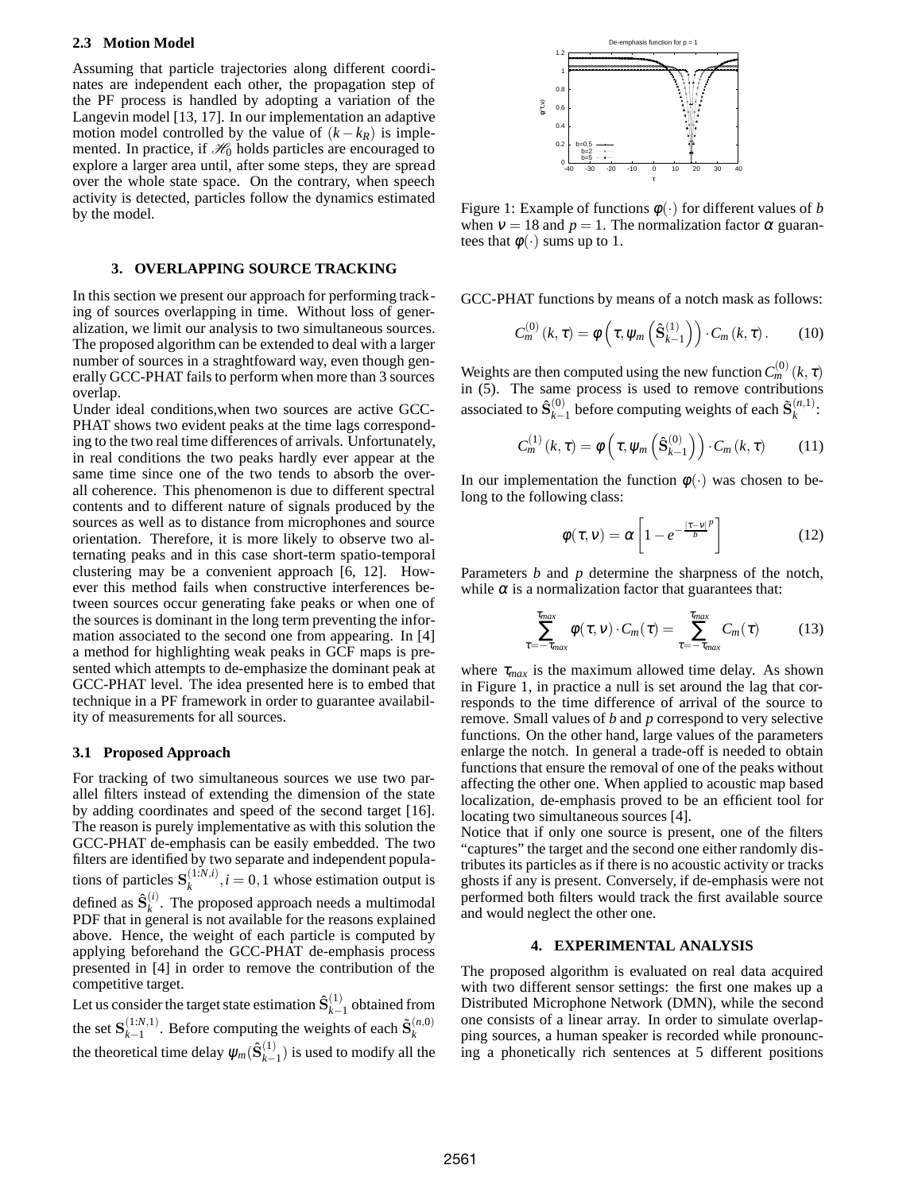### 2.3 Motion Model

Assuming that particle trajectories along different coordinates are independent each other, the propagation step of the PF process is handled by adopting a variation of the Langevin model [13, 17]. In our implementation an adaptive motion model controlled by the value of $(k-k_R)$ is implemented. In practice, if $\mathscr{H}_0$ holds particles are encouraged to explore a larger area until, after some steps, they are spread over the whole state space. On the contrary, when speech activity is detected, particles follow the dynamics estimated by the model.

## 3. OVERLAPPING SOURCE TRACKING

In this section we present our approach for performing tracking of sources overlapping in time. Without loss of generalization, we limit our analysis to two simultaneous sources. The proposed algorithm can be extended to deal with a larger number of sources in a straghtfoward way, even though generally GCC-PHAT fails to perform when more than 3 sources overlap.

Under ideal conditions,when two sources are active GCC-PHAT shows two evident peaks at the time lags corresponding to the two real time differences of arrivals. Unfortunately, in real conditions the two peaks hardly ever appear at the same time since one of the two tends to absorb the overall coherence. This phenomenon is due to different spectral contents and to different nature of signals produced by the sources as well as to distance from microphones and source orientation. Therefore, it is more likely to observe two alternating peaks and in this case short-term spatio-temporal clustering may be a convenient approach [6, 12]. However this method fails when constructive interferences between sources occur generating fake peaks or when one of the sources is dominant in the long term preventing the information associated to the second one from appearing. In [4] a method for highlighting weak peaks in GCF maps is presented which attempts to de-emphasize the dominant peak at GCC-PHAT level. The idea presented here is to embed that technique in a PF framework in order to guarantee availability of measurements for all sources.

### 3.1 Proposed Approach

For tracking of two simultaneous sources we use two parallel filters instead of extending the dimension of the state by adding coordinates and speed of the second target [16]. The reason is purely implementative as with this solution the GCC-PHAT de-emphasis can be easily embedded. The two filters are identified by two separate and independent populations of particles $\mathbf{S}_k^{(1:N,i)}, i=0,1$ whose estimation output is defined as $\hat{\mathbf{S}}_k^{(i)}$. The proposed approach needs a multimodal PDF that in general is not available for the reasons explained above. Hence, the weight of each particle is computed by applying beforehand the GCC-PHAT de-emphasis process presented in [4] in order to remove the contribution of the competitive target.

Let us consider the target state estimation $\hat{\mathbf{S}}_{k-1}^{(1)}$ obtained from the set $\mathbf{S}_{k-1}^{(1:N,1)}$. Before computing the weights of each $\tilde{\mathbf{S}}_k^{(n,0)}$ the theoretical time delay $\psi_m(\hat{\mathbf{S}}_{k-1}^{(1)})$ is used to modify all the GCC-PHAT functions by means of a notch mask as follows:

$$C_m^{(0)}(k,\tau) = \phi\left(\tau, \psi_m\left(\hat{\mathbf{S}}_{k-1}^{(1)}\right)\right) \cdot C_m(k,\tau). \qquad (10)$$

Weights are then computed using the new function $C_m^{(0)}(k,\tau)$ in (5). The same process is used to remove contributions associated to $\hat{\mathbf{S}}_{k-1}^{(0)}$ before computing weights of each $\tilde{\mathbf{S}}_k^{(n,1)}$:

$$C_m^{(1)}(k,\tau) = \phi\left(\tau, \psi_m\left(\hat{\mathbf{S}}_{k-1}^{(0)}\right)\right) \cdot C_m(k,\tau) \qquad (11)$$

In our implementation the function $\phi(\cdot)$ was chosen to belong to the following class:

$$\phi(\tau,\nu) = \alpha\left[1 - e^{-\frac{|\tau-\nu|^p}{b}}\right] \qquad (12)$$

Parameters $b$ and $p$ determine the sharpness of the notch, while $\alpha$ is a normalization factor that guarantees that:

$$\sum_{\tau=-\tau_{max}}^{\tau_{max}} \phi(\tau,\nu) \cdot C_m(\tau) = \sum_{\tau=-\tau_{max}}^{\tau_{max}} C_m(\tau) \qquad (13)$$

where $\tau_{max}$ is the maximum allowed time delay. As shown in Figure 1, in practice a null is set around the lag that corresponds to the time difference of arrival of the source to remove. Small values of $b$ and $p$ correspond to very selective functions. On the other hand, large values of the parameters enlarge the notch. In general a trade-off is needed to obtain functions that ensure the removal of one of the peaks without affecting the other one. When applied to acoustic map based localization, de-emphasis proved to be an efficient tool for locating two simultaneous sources [4].

Notice that if only one source is present, one of the filters "captures" the target and the second one either randomly distributes its particles as if there is no acoustic activity or tracks ghosts if any is present. Conversely, if de-emphasis were not performed both filters would track the first available source and would neglect the other one.

Figure 1: Example of functions $\phi(\cdot)$ for different values of $b$ when $\nu = 18$ and $p = 1$. The normalization factor $\alpha$ guarantees that $\phi(\cdot)$ sums up to 1.

## 4. EXPERIMENTAL ANALYSIS

The proposed algorithm is evaluated on real data acquired with two different sensor settings: the first one makes up a Distributed Microphone Network (DMN), while the second one consists of a linear array. In order to simulate overlapping sources, a human speaker is recorded while pronouncing a phonetically rich sentences at 5 different positions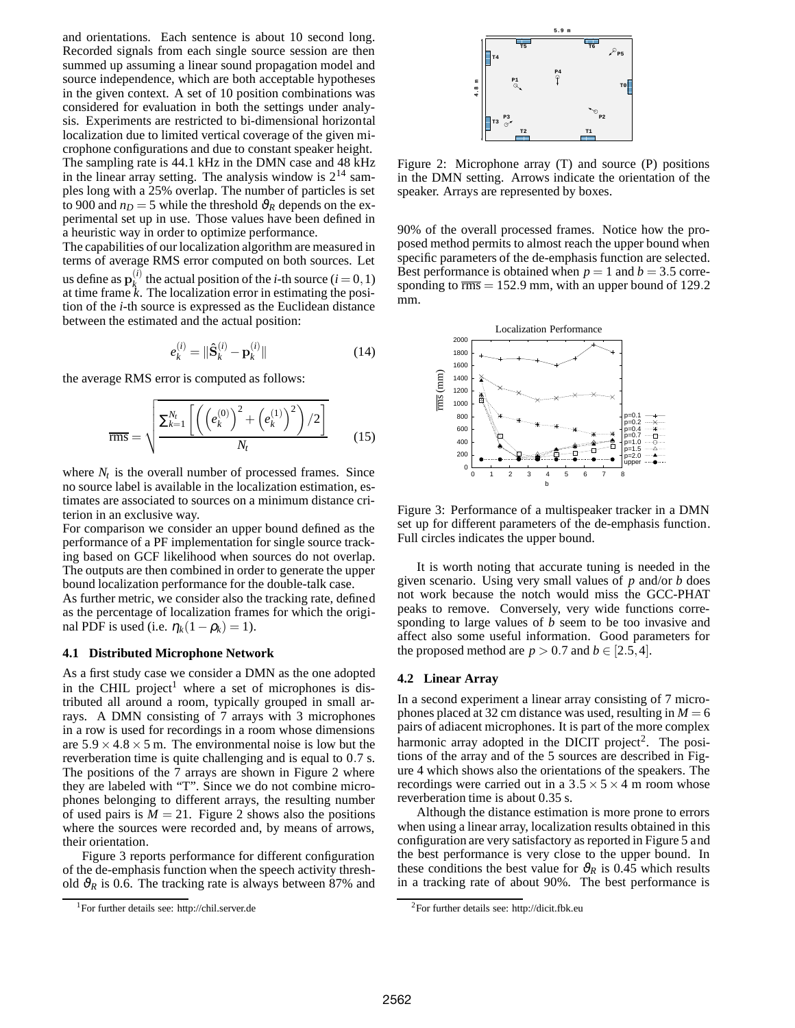and orientations. Each sentence is about 10 second long. Recorded signals from each single source session are then summed up assuming a linear sound propagation model and source independence, which are both acceptable hypotheses in the given context. A set of 10 position combinations was considered for evaluation in both the settings under analysis. Experiments are restricted to bi-dimensional horizontal localization due to limited vertical coverage of the given microphone configurations and due to constant speaker height.

The sampling rate is 44.1 kHz in the DMN case and 48 kHz in the linear array setting. The analysis window is $2^{14}$ samples long with a 25% overlap. The number of particles is set to 900 and $n_D = 5$ while the threshold $\vartheta_R$ depends on the experimental set up in use. Those values have been defined in a heuristic way in order to optimize performance.

The capabilities of our localization algorithm are measured in terms of average RMS error computed on both sources. Let us define as $\mathbf{p}_k^{(i)}$ the actual position of the $i$-th source ($i = 0, 1$) at time frame $k$. The localization error in estimating the position of the $i$-th source is expressed as the Euclidean distance between the estimated and the actual position:

$$e_k^{(i)} = \|\hat{\mathbf{S}}_k^{(i)} - \mathbf{p}_k^{(i)}\| \tag{14}$$

the average RMS error is computed as follows:

$$\overline{\text{rms}} = \sqrt{\frac{\sum_{k=1}^{N_t}\left[\left(\left(e_k^{(0)}\right)^2 + \left(e_k^{(1)}\right)^2\right)/2\right]}{N_t}} \tag{15}$$

where $N_t$ is the overall number of processed frames. Since no source label is available in the localization estimation, estimates are associated to sources on a minimum distance criterion in an exclusive way.

For comparison we consider an upper bound defined as the performance of a PF implementation for single source tracking based on GCF likelihood when sources do not overlap. The outputs are then combined in order to generate the upper bound localization performance for the double-talk case.

As further metric, we consider also the tracking rate, defined as the percentage of localization frames for which the original PDF is used (i.e. $\eta_k(1 - \rho_k) = 1$).

### 4.1 Distributed Microphone Network

As a first study case we consider a DMN as the one adopted in the CHIL project[1] where a set of microphones is distributed all around a room, typically grouped in small arrays. A DMN consisting of 7 arrays with 3 microphones in a row is used for recordings in a room whose dimensions are $5.9 \times 4.8 \times 5$ m. The environmental noise is low but the reverberation time is quite challenging and is equal to 0.7 s. The positions of the 7 arrays are shown in Figure 2 where they are labeled with "T". Since we do not combine microphones belonging to different arrays, the resulting number of used pairs is $M = 21$. Figure 2 shows also the positions where the sources were recorded and, by means of arrows, their orientation.

Figure 3 reports performance for different configuration of the de-emphasis function when the speech activity threshold $\vartheta_R$ is 0.6. The tracking rate is always between 87% and 90% of the overall processed frames. Notice how the proposed method permits to almost reach the upper bound when specific parameters of the de-emphasis function are selected. Best performance is obtained when $p = 1$ and $b = 3.5$ corresponding to $\overline{\text{rms}} = 152.9$ mm, with an upper bound of 129.2 mm.

Figure 2: Microphone array (T) and source (P) positions in the DMN setting. Arrows indicate the orientation of the speaker. Arrays are represented by boxes.

Figure 3: Performance of a multispeaker tracker in a DMN set up for different parameters of the de-emphasis function. Full circles indicates the upper bound.

It is worth noting that accurate tuning is needed in the given scenario. Using very small values of $p$ and/or $b$ does not work because the notch would miss the GCC-PHAT peaks to remove. Conversely, very wide functions corresponding to large values of $b$ seem to be too invasive and affect also some useful information. Good parameters for the proposed method are $p > 0.7$ and $b \in [2.5, 4]$.

### 4.2 Linear Array

In a second experiment a linear array consisting of 7 microphones placed at 32 cm distance was used, resulting in $M = 6$ pairs of adiacent microphones. It is part of the more complex harmonic array adopted in the DICIT project[2]. The positions of the array and of the 5 sources are described in Figure 4 which shows also the orientations of the speakers. The recordings were carried out in a $3.5 \times 5 \times 4$ m room whose reverberation time is about 0.35 s.

Although the distance estimation is more prone to errors when using a linear array, localization results obtained in this configuration are very satisfactory as reported in Figure 5 and the best performance is very close to the upper bound. In these conditions the best value for $\vartheta_R$ is 0.45 which results in a tracking rate of about 90%. The best performance is

[1] For further details see: http://chil.server.de

[2] For further details see: http://dicit.fbk.eu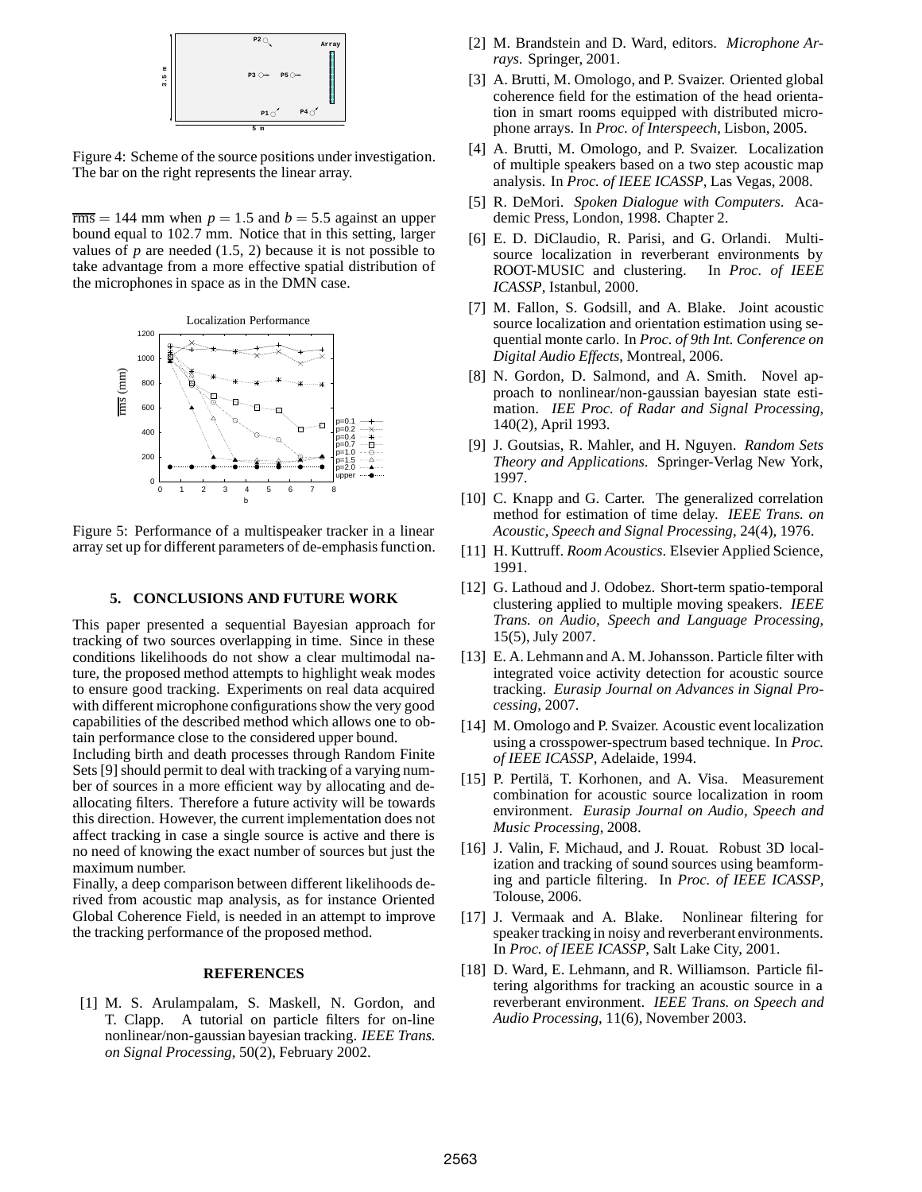P2

Array

3.5 m

P3 P5

P1 P4

5 m

Figure 4: Scheme of the source positions under investigation. The bar on the right represents the linear array.

$\overline{\text{rms}} = 144$ mm when $p = 1.5$ and $b = 5.5$ against an upper bound equal to 102.7 mm. Notice that in this setting, larger values of $p$ are needed (1.5, 2) because it is not possible to take advantage from a more effective spatial distribution of the microphones in space as in the DMN case.

Localization Performance

$\overline{\text{rms}}$ (mm)

1200
1000
800
600
400
200
0

0 1 2 3 4 5 6 7 8

b

p=0.1
p=0.2
p=0.4
p=0.7
p=1.0
p=1.5
p=2.0
upper

Figure 5: Performance of a multispeaker tracker in a linear array set up for different parameters of de-emphasis function.

## 5. CONCLUSIONS AND FUTURE WORK

This paper presented a sequential Bayesian approach for tracking of two sources overlapping in time. Since in these conditions likelihoods do not show a clear multimodal nature, the proposed method attempts to highlight weak modes to ensure good tracking. Experiments on real data acquired with different microphone configurations show the very good capabilities of the described method which allows one to obtain performance close to the considered upper bound.

Including birth and death processes through Random Finite Sets [9] should permit to deal with tracking of a varying number of sources in a more efficient way by allocating and deallocating filters. Therefore a future activity will be towards this direction. However, the current implementation does not affect tracking in case a single source is active and there is no need of knowing the exact number of sources but just the maximum number.

Finally, a deep comparison between different likelihoods derived from acoustic map analysis, as for instance Oriented Global Coherence Field, is needed in an attempt to improve the tracking performance of the proposed method.

## REFERENCES

[1] M. S. Arulampalam, S. Maskell, N. Gordon, and T. Clapp. A tutorial on particle filters for on-line nonlinear/non-gaussian bayesian tracking. *IEEE Trans. on Signal Processing*, 50(2), February 2002.

[2] M. Brandstein and D. Ward, editors. *Microphone Arrays*. Springer, 2001.

[3] A. Brutti, M. Omologo, and P. Svaizer. Oriented global coherence field for the estimation of the head orientation in smart rooms equipped with distributed microphone arrays. In *Proc. of Interspeech*, Lisbon, 2005.

[4] A. Brutti, M. Omologo, and P. Svaizer. Localization of multiple speakers based on a two step acoustic map analysis. In *Proc. of IEEE ICASSP*, Las Vegas, 2008.

[5] R. DeMori. *Spoken Dialogue with Computers*. Academic Press, London, 1998. Chapter 2.

[6] E. D. DiClaudio, R. Parisi, and G. Orlandi. Multi-source localization in reverberant environments by ROOT-MUSIC and clustering. In *Proc. of IEEE ICASSP*, Istanbul, 2000.

[7] M. Fallon, S. Godsill, and A. Blake. Joint acoustic source localization and orientation estimation using sequential monte carlo. In *Proc. of 9th Int. Conference on Digital Audio Effects*, Montreal, 2006.

[8] N. Gordon, D. Salmond, and A. Smith. Novel approach to nonlinear/non-gaussian bayesian state estimation. *IEE Proc. of Radar and Signal Processing*, 140(2), April 1993.

[9] J. Goutsias, R. Mahler, and H. Nguyen. *Random Sets Theory and Applications*. Springer-Verlag New York, 1997.

[10] C. Knapp and G. Carter. The generalized correlation method for estimation of time delay. *IEEE Trans. on Acoustic, Speech and Signal Processing*, 24(4), 1976.

[11] H. Kuttruff. *Room Acoustics*. Elsevier Applied Science, 1991.

[12] G. Lathoud and J. Odobez. Short-term spatio-temporal clustering applied to multiple moving speakers. *IEEE Trans. on Audio, Speech and Language Processing*, 15(5), July 2007.

[13] E. A. Lehmann and A. M. Johansson. Particle filter with integrated voice activity detection for acoustic source tracking. *Eurasip Journal on Advances in Signal Processing*, 2007.

[14] M. Omologo and P. Svaizer. Acoustic event localization using a crosspower-spectrum based technique. In *Proc. of IEEE ICASSP*, Adelaide, 1994.

[15] P. Pertilä, T. Korhonen, and A. Visa. Measurement combination for acoustic source localization in room environment. *Eurasip Journal on Audio, Speech and Music Processing*, 2008.

[16] J. Valin, F. Michaud, and J. Rouat. Robust 3D localization and tracking of sound sources using beamforming and particle filtering. In *Proc. of IEEE ICASSP*, Tolouse, 2006.

[17] J. Vermaak and A. Blake. Nonlinear filtering for speaker tracking in noisy and reverberant environments. In *Proc. of IEEE ICASSP*, Salt Lake City, 2001.

[18] D. Ward, E. Lehmann, and R. Williamson. Particle filtering algorithms for tracking an acoustic source in a reverberant environment. *IEEE Trans. on Speech and Audio Processing*, 11(6), November 2003.